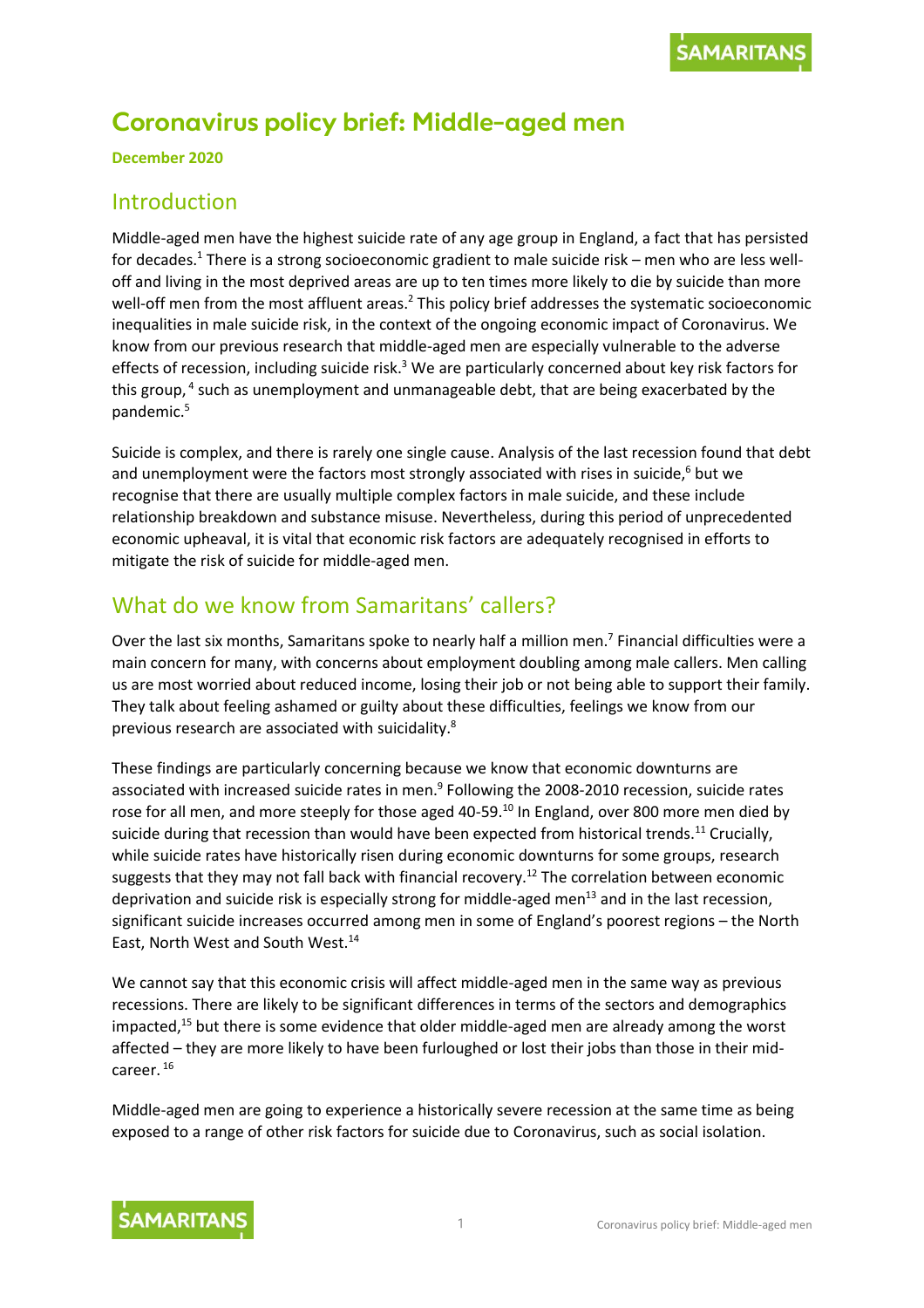# Coronavirus policy brief: Middle-aged men

**December 2020**

## Introduction

Middle-aged men have the highest suicide rate of any age group in England, a fact that has persisted for decades.[1] There is a strong socioeconomic gradient to male suicide risk – men who are less well-off and living in the most deprived areas are up to ten times more likely to die by suicide than more well-off men from the most affluent areas.[2] This policy brief addresses the systematic socioeconomic inequalities in male suicide risk, in the context of the ongoing economic impact of Coronavirus. We know from our previous research that middle-aged men are especially vulnerable to the adverse effects of recession, including suicide risk.[3] We are particularly concerned about key risk factors for this group,[4] such as unemployment and unmanageable debt, that are being exacerbated by the pandemic.[5]

Suicide is complex, and there is rarely one single cause. Analysis of the last recession found that debt and unemployment were the factors most strongly associated with rises in suicide,[6] but we recognise that there are usually multiple complex factors in male suicide, and these include relationship breakdown and substance misuse. Nevertheless, during this period of unprecedented economic upheaval, it is vital that economic risk factors are adequately recognised in efforts to mitigate the risk of suicide for middle-aged men.

## What do we know from Samaritans' callers?

Over the last six months, Samaritans spoke to nearly half a million men.[7] Financial difficulties were a main concern for many, with concerns about employment doubling among male callers. Men calling us are most worried about reduced income, losing their job or not being able to support their family. They talk about feeling ashamed or guilty about these difficulties, feelings we know from our previous research are associated with suicidality.[8]

These findings are particularly concerning because we know that economic downturns are associated with increased suicide rates in men.[9] Following the 2008-2010 recession, suicide rates rose for all men, and more steeply for those aged 40-59.[10] In England, over 800 more men died by suicide during that recession than would have been expected from historical trends.[11] Crucially, while suicide rates have historically risen during economic downturns for some groups, research suggests that they may not fall back with financial recovery.[12] The correlation between economic deprivation and suicide risk is especially strong for middle-aged men[13] and in the last recession, significant suicide increases occurred among men in some of England's poorest regions – the North East, North West and South West.[14]

We cannot say that this economic crisis will affect middle-aged men in the same way as previous recessions. There are likely to be significant differences in terms of the sectors and demographics impacted,[15] but there is some evidence that older middle-aged men are already among the worst affected – they are more likely to have been furloughed or lost their jobs than those in their mid-career.[16]

Middle-aged men are going to experience a historically severe recession at the same time as being exposed to a range of other risk factors for suicide due to Coronavirus, such as social isolation.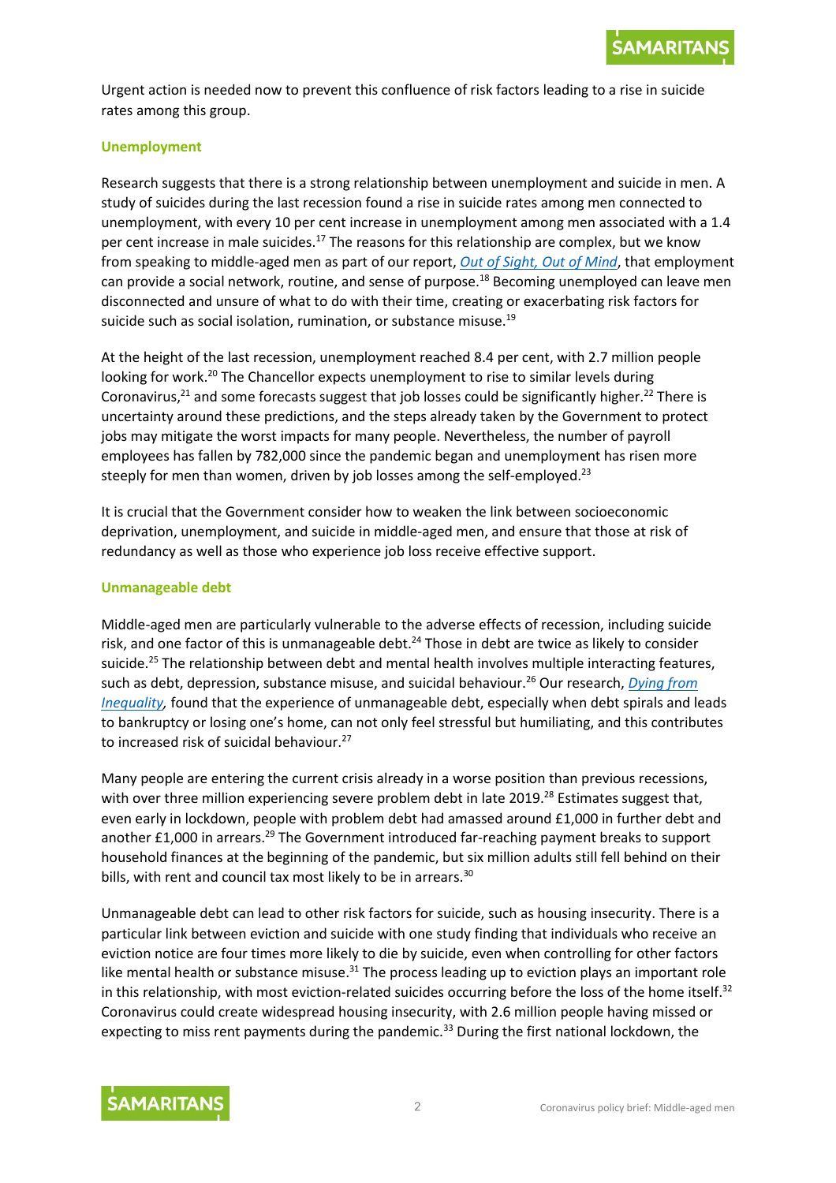Urgent action is needed now to prevent this confluence of risk factors leading to a rise in suicide rates among this group.

### Unemployment

Research suggests that there is a strong relationship between unemployment and suicide in men. A study of suicides during the last recession found a rise in suicide rates among men connected to unemployment, with every 10 per cent increase in unemployment among men associated with a 1.4 per cent increase in male suicides.[17] The reasons for this relationship are complex, but we know from speaking to middle-aged men as part of our report, *Out of Sight, Out of Mind*, that employment can provide a social network, routine, and sense of purpose.[18] Becoming unemployed can leave men disconnected and unsure of what to do with their time, creating or exacerbating risk factors for suicide such as social isolation, rumination, or substance misuse.[19]

At the height of the last recession, unemployment reached 8.4 per cent, with 2.7 million people looking for work.[20] The Chancellor expects unemployment to rise to similar levels during Coronavirus,[21] and some forecasts suggest that job losses could be significantly higher.[22] There is uncertainty around these predictions, and the steps already taken by the Government to protect jobs may mitigate the worst impacts for many people. Nevertheless, the number of payroll employees has fallen by 782,000 since the pandemic began and unemployment has risen more steeply for men than women, driven by job losses among the self-employed.[23]

It is crucial that the Government consider how to weaken the link between socioeconomic deprivation, unemployment, and suicide in middle-aged men, and ensure that those at risk of redundancy as well as those who experience job loss receive effective support.

### Unmanageable debt

Middle-aged men are particularly vulnerable to the adverse effects of recession, including suicide risk, and one factor of this is unmanageable debt.[24] Those in debt are twice as likely to consider suicide.[25] The relationship between debt and mental health involves multiple interacting features, such as debt, depression, substance misuse, and suicidal behaviour.[26] Our research, *Dying from Inequality*, found that the experience of unmanageable debt, especially when debt spirals and leads to bankruptcy or losing one's home, can not only feel stressful but humiliating, and this contributes to increased risk of suicidal behaviour.[27]

Many people are entering the current crisis already in a worse position than previous recessions, with over three million experiencing severe problem debt in late 2019.[28] Estimates suggest that, even early in lockdown, people with problem debt had amassed around £1,000 in further debt and another £1,000 in arrears.[29] The Government introduced far-reaching payment breaks to support household finances at the beginning of the pandemic, but six million adults still fell behind on their bills, with rent and council tax most likely to be in arrears.[30]

Unmanageable debt can lead to other risk factors for suicide, such as housing insecurity. There is a particular link between eviction and suicide with one study finding that individuals who receive an eviction notice are four times more likely to die by suicide, even when controlling for other factors like mental health or substance misuse.[31] The process leading up to eviction plays an important role in this relationship, with most eviction-related suicides occurring before the loss of the home itself.[32] Coronavirus could create widespread housing insecurity, with 2.6 million people having missed or expecting to miss rent payments during the pandemic.[33] During the first national lockdown, the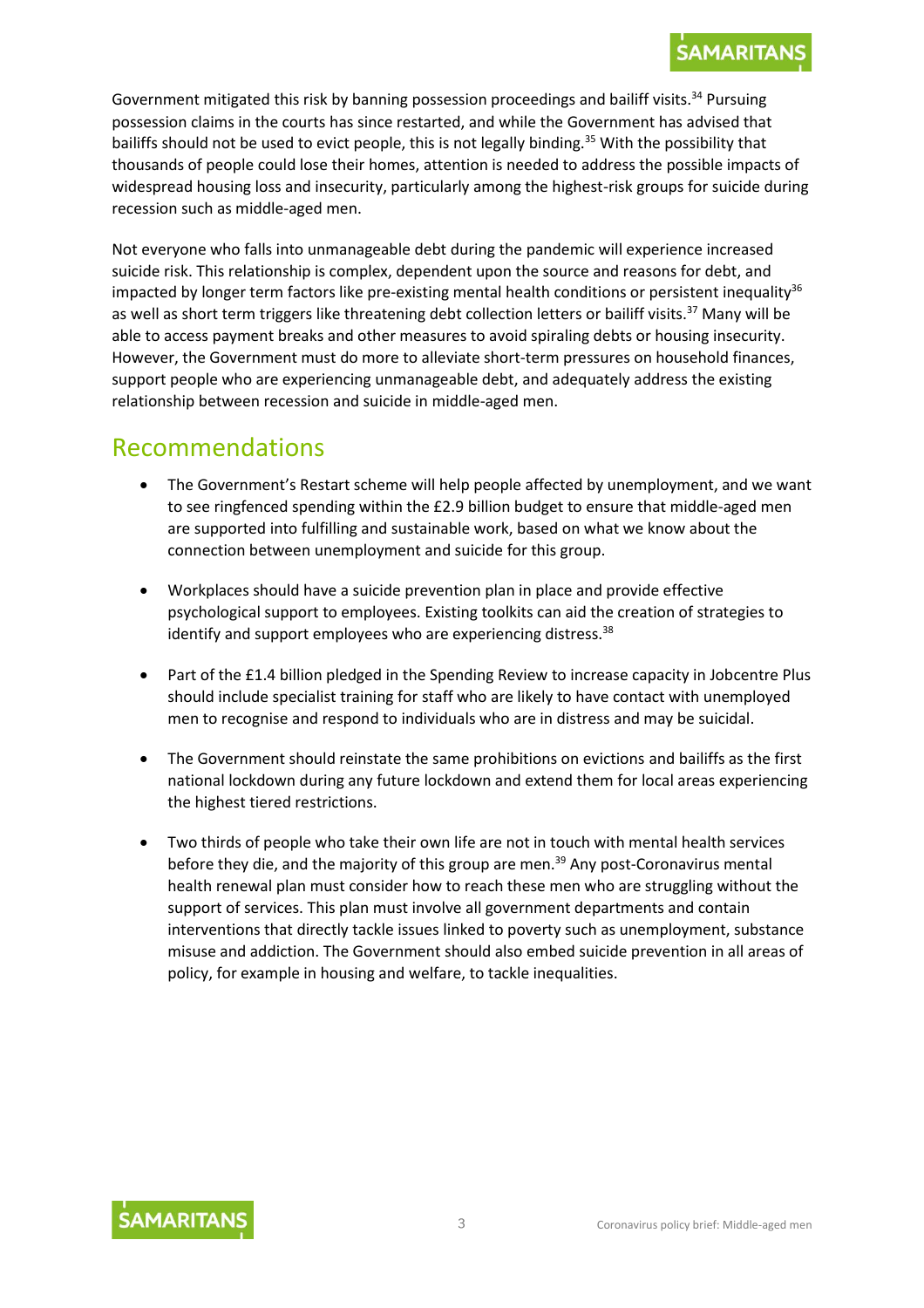Government mitigated this risk by banning possession proceedings and bailiff visits.[34] Pursuing possession claims in the courts has since restarted, and while the Government has advised that bailiffs should not be used to evict people, this is not legally binding.[35] With the possibility that thousands of people could lose their homes, attention is needed to address the possible impacts of widespread housing loss and insecurity, particularly among the highest-risk groups for suicide during recession such as middle-aged men.

Not everyone who falls into unmanageable debt during the pandemic will experience increased suicide risk. This relationship is complex, dependent upon the source and reasons for debt, and impacted by longer term factors like pre-existing mental health conditions or persistent inequality[36] as well as short term triggers like threatening debt collection letters or bailiff visits.[37] Many will be able to access payment breaks and other measures to avoid spiraling debts or housing insecurity. However, the Government must do more to alleviate short-term pressures on household finances, support people who are experiencing unmanageable debt, and adequately address the existing relationship between recession and suicide in middle-aged men.

## Recommendations

- The Government's Restart scheme will help people affected by unemployment, and we want to see ringfenced spending within the £2.9 billion budget to ensure that middle-aged men are supported into fulfilling and sustainable work, based on what we know about the connection between unemployment and suicide for this group.

- Workplaces should have a suicide prevention plan in place and provide effective psychological support to employees. Existing toolkits can aid the creation of strategies to identify and support employees who are experiencing distress.[38]

- Part of the £1.4 billion pledged in the Spending Review to increase capacity in Jobcentre Plus should include specialist training for staff who are likely to have contact with unemployed men to recognise and respond to individuals who are in distress and may be suicidal.

- The Government should reinstate the same prohibitions on evictions and bailiffs as the first national lockdown during any future lockdown and extend them for local areas experiencing the highest tiered restrictions.

- Two thirds of people who take their own life are not in touch with mental health services before they die, and the majority of this group are men.[39] Any post-Coronavirus mental health renewal plan must consider how to reach these men who are struggling without the support of services. This plan must involve all government departments and contain interventions that directly tackle issues linked to poverty such as unemployment, substance misuse and addiction. The Government should also embed suicide prevention in all areas of policy, for example in housing and welfare, to tackle inequalities.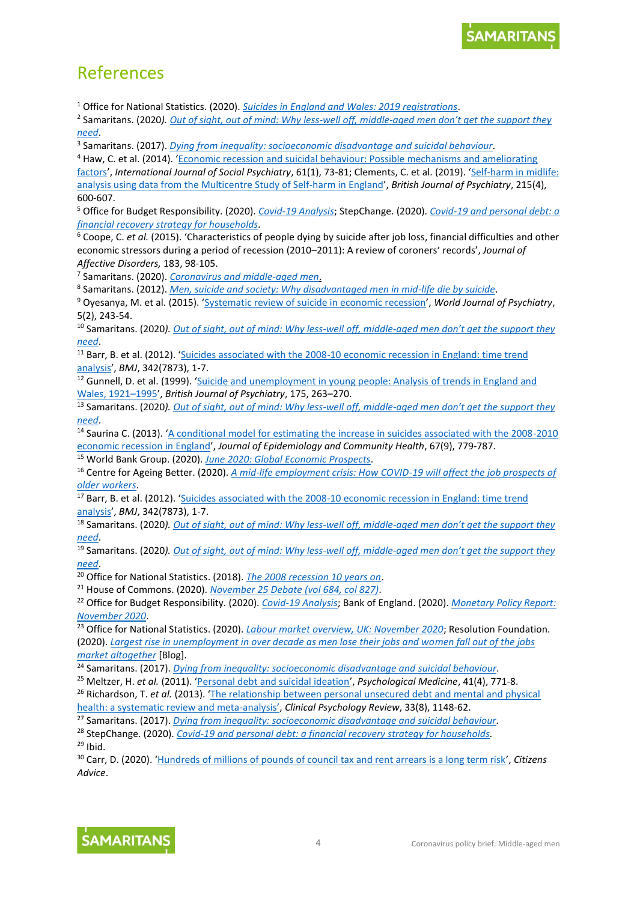## References

[1] Office for National Statistics. (2020). *Suicides in England and Wales: 2019 registrations*.
[2] Samaritans. (2020). *Out of sight, out of mind: Why less-well off, middle-aged men don't get the support they need*.
[3] Samaritans. (2017). *Dying from inequality: socioeconomic disadvantage and suicidal behaviour*.
[4] Haw, C. et al. (2014). 'Economic recession and suicidal behaviour: Possible mechanisms and ameliorating factors', *International Journal of Social Psychiatry*, 61(1), 73-81; Clements, C. et al. (2019). 'Self-harm in midlife: analysis using data from the Multicentre Study of Self-harm in England', *British Journal of Psychiatry*, 215(4), 600-607.
[5] Office for Budget Responsibility. (2020). *Covid-19 Analysis*; StepChange. (2020). *Covid-19 and personal debt: a financial recovery strategy for households*.
[6] Coope, C. *et al.* (2015). 'Characteristics of people dying by suicide after job loss, financial difficulties and other economic stressors during a period of recession (2010–2011): A review of coroners' records', *Journal of Affective Disorders,* 183, 98-105.
[7] Samaritans. (2020). *Coronavirus and middle-aged men*.
[8] Samaritans. (2012). *Men, suicide and society: Why disadvantaged men in mid-life die by suicide*.
[9] Oyesanya, M. et al. (2015). 'Systematic review of suicide in economic recession', *World Journal of Psychiatry*, 5(2), 243-54.
[10] Samaritans. (2020). *Out of sight, out of mind: Why less-well off, middle-aged men don't get the support they need*.
[11] Barr, B. et al. (2012). 'Suicides associated with the 2008-10 economic recession in England: time trend analysis', *BMJ*, 342(7873), 1-7.
[12] Gunnell, D. et al. (1999). 'Suicide and unemployment in young people: Analysis of trends in England and Wales, 1921–1995', *British Journal of Psychiatry*, 175, 263–270.
[13] Samaritans. (2020). *Out of sight, out of mind: Why less-well off, middle-aged men don't get the support they need*.
[14] Saurina C. (2013). 'A conditional model for estimating the increase in suicides associated with the 2008-2010 economic recession in England', *Journal of Epidemiology and Community Health*, 67(9), 779-787.
[15] World Bank Group. (2020). *June 2020: Global Economic Prospects*.
[16] Centre for Ageing Better. (2020). *A mid-life employment crisis: How COVID-19 will affect the job prospects of older workers*.
[17] Barr, B. et al. (2012). 'Suicides associated with the 2008-10 economic recession in England: time trend analysis', *BMJ*, 342(7873), 1-7.
[18] Samaritans. (2020). *Out of sight, out of mind: Why less-well off, middle-aged men don't get the support they need*.
[19] Samaritans. (2020). *Out of sight, out of mind: Why less-well off, middle-aged men don't get the support they need*.
[20] Office for National Statistics. (2018). *The 2008 recession 10 years on*.
[21] House of Commons. (2020). *November 25 Debate (vol 684, col 827)*.
[22] Office for Budget Responsibility. (2020). *Covid-19 Analysis*; Bank of England. (2020). *Monetary Policy Report: November 2020*.
[23] Office for National Statistics. (2020). *Labour market overview, UK: November 2020*; Resolution Foundation. (2020). *Largest rise in unemployment in over decade as men lose their jobs and women fall out of the jobs market altogether* [Blog].
[24] Samaritans. (2017). *Dying from inequality: socioeconomic disadvantage and suicidal behaviour*.
[25] Meltzer, H. *et al.* (2011). 'Personal debt and suicidal ideation', *Psychological Medicine*, 41(4), 771-8.
[26] Richardson, T. *et al.* (2013). 'The relationship between personal unsecured debt and mental and physical health: a systematic review and meta-analysis', *Clinical Psychology Review*, 33(8), 1148-62.
[27] Samaritans. (2017). *Dying from inequality: socioeconomic disadvantage and suicidal behaviour.*
[28] StepChange. (2020). *Covid-19 and personal debt: a financial recovery strategy for households*.
[29] Ibid.
[30] Carr, D. (2020). 'Hundreds of millions of pounds of council tax and rent arrears is a long term risk', *Citizens Advice*.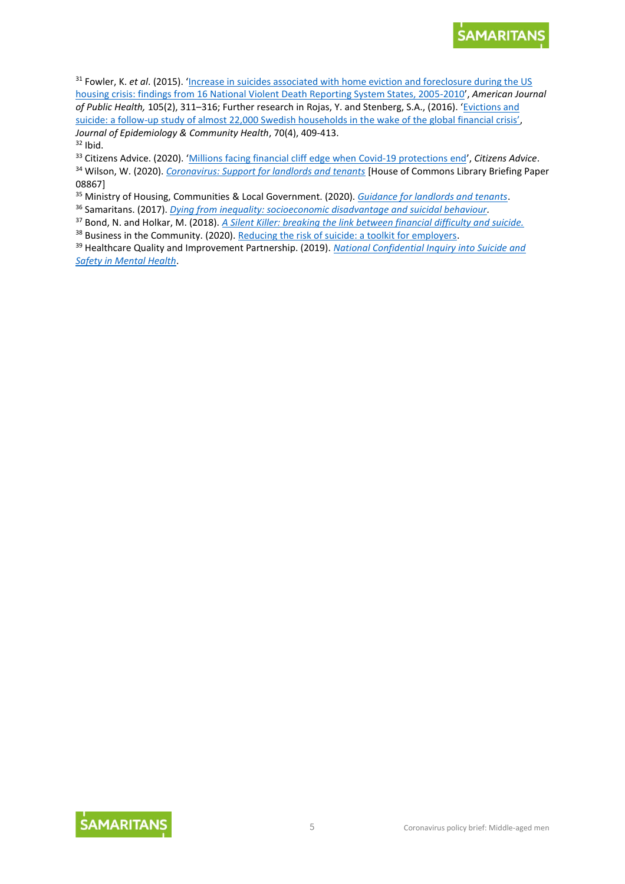[31] Fowler, K. *et al*. (2015). '[Increase in suicides associated with home eviction and foreclosure during the US housing crisis: findings from 16 National Violent Death Reporting System States, 2005-2010]', *American Journal of Public Health,* 105(2), 311–316; Further research in Rojas, Y. and Stenberg, S.A., (2016). '[Evictions and suicide: a follow-up study of almost 22,000 Swedish households in the wake of the global financial crisis]', *Journal of Epidemiology & Community Health*, 70(4), 409-413.

[32] Ibid.

[33] Citizens Advice. (2020). '[Millions facing financial cliff edge when Covid-19 protections end]', *Citizens Advice*.

[34] Wilson, W. (2020). *[Coronavirus: Support for landlords and tenants]* [House of Commons Library Briefing Paper 08867]

[35] Ministry of Housing, Communities & Local Government. (2020). *[Guidance for landlords and tenants]*.

[36] Samaritans. (2017). *[Dying from inequality: socioeconomic disadvantage and suicidal behaviour]*.

[37] Bond, N. and Holkar, M. (2018). *[A Silent Killer: breaking the link between financial difficulty and suicide.]*

[38] Business in the Community. (2020). [Reducing the risk of suicide: a toolkit for employers].

[39] Healthcare Quality and Improvement Partnership. (2019). *[National Confidential Inquiry into Suicide and Safety in Mental Health]*.